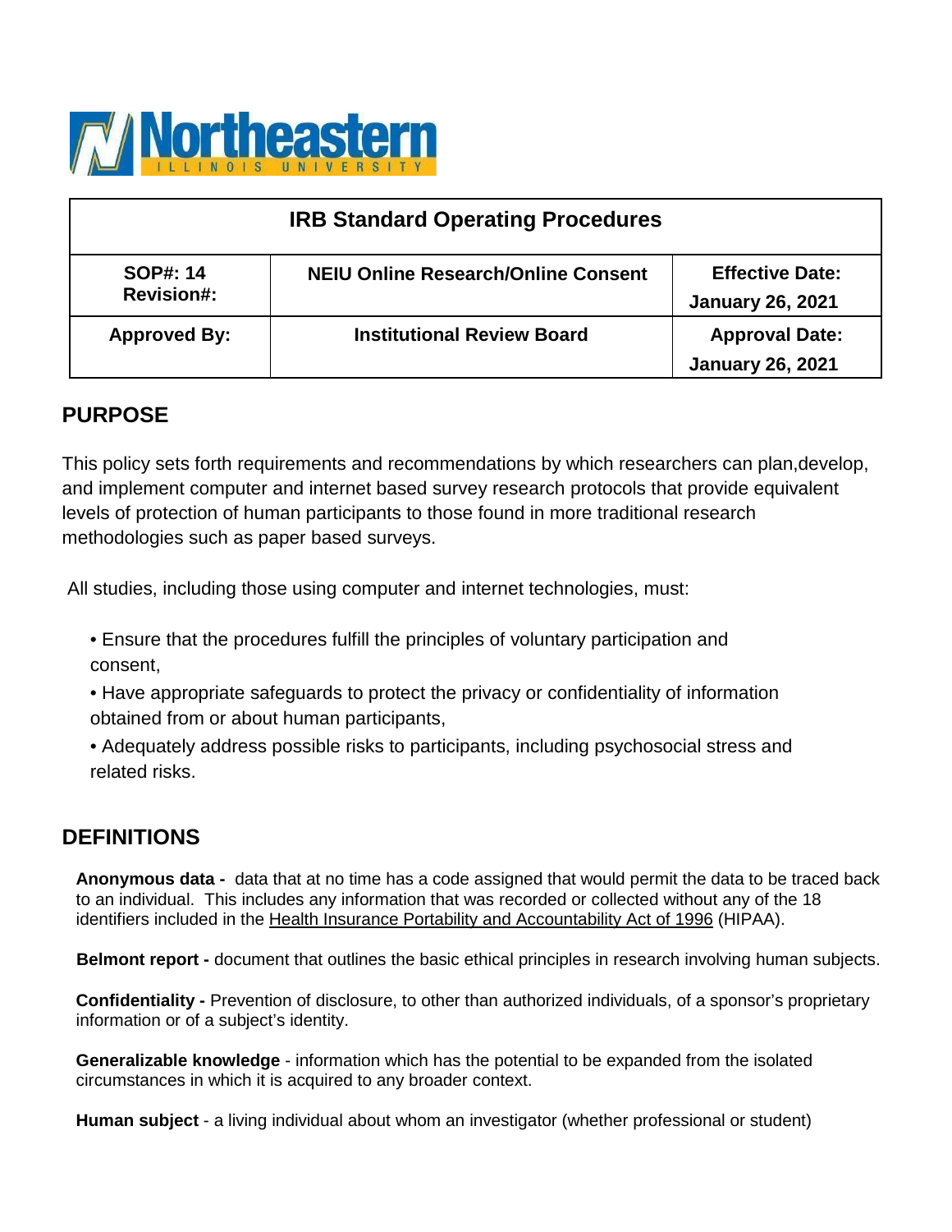Northeastern ILLINOIS UNIVERSITY

| IRB Standard Operating Procedures | | |
|---|---|---|
| **SOP#: 14** **Revision#:** | **NEIU Online Research/Online Consent** | **Effective Date: January 26, 2021** |
| **Approved By:** | **Institutional Review Board** | **Approval Date: January 26, 2021** |

## PURPOSE

This policy sets forth requirements and recommendations by which researchers can plan,develop, and implement computer and internet based survey research protocols that provide equivalent levels of protection of human participants to those found in more traditional research methodologies such as paper based surveys.

All studies, including those using computer and internet technologies, must:

- Ensure that the procedures fulfill the principles of voluntary participation and consent,
- Have appropriate safeguards to protect the privacy or confidentiality of information obtained from or about human participants,
- Adequately address possible risks to participants, including psychosocial stress and related risks.

## DEFINITIONS

**Anonymous data -** data that at no time has a code assigned that would permit the data to be traced back to an individual. This includes any information that was recorded or collected without any of the 18 identifiers included in the Health Insurance Portability and Accountability Act of 1996 (HIPAA).

**Belmont report -** document that outlines the basic ethical principles in research involving human subjects.

**Confidentiality -** Prevention of disclosure, to other than authorized individuals, of a sponsor's proprietary information or of a subject's identity.

**Generalizable knowledge** - information which has the potential to be expanded from the isolated circumstances in which it is acquired to any broader context.

**Human subject** - a living individual about whom an investigator (whether professional or student)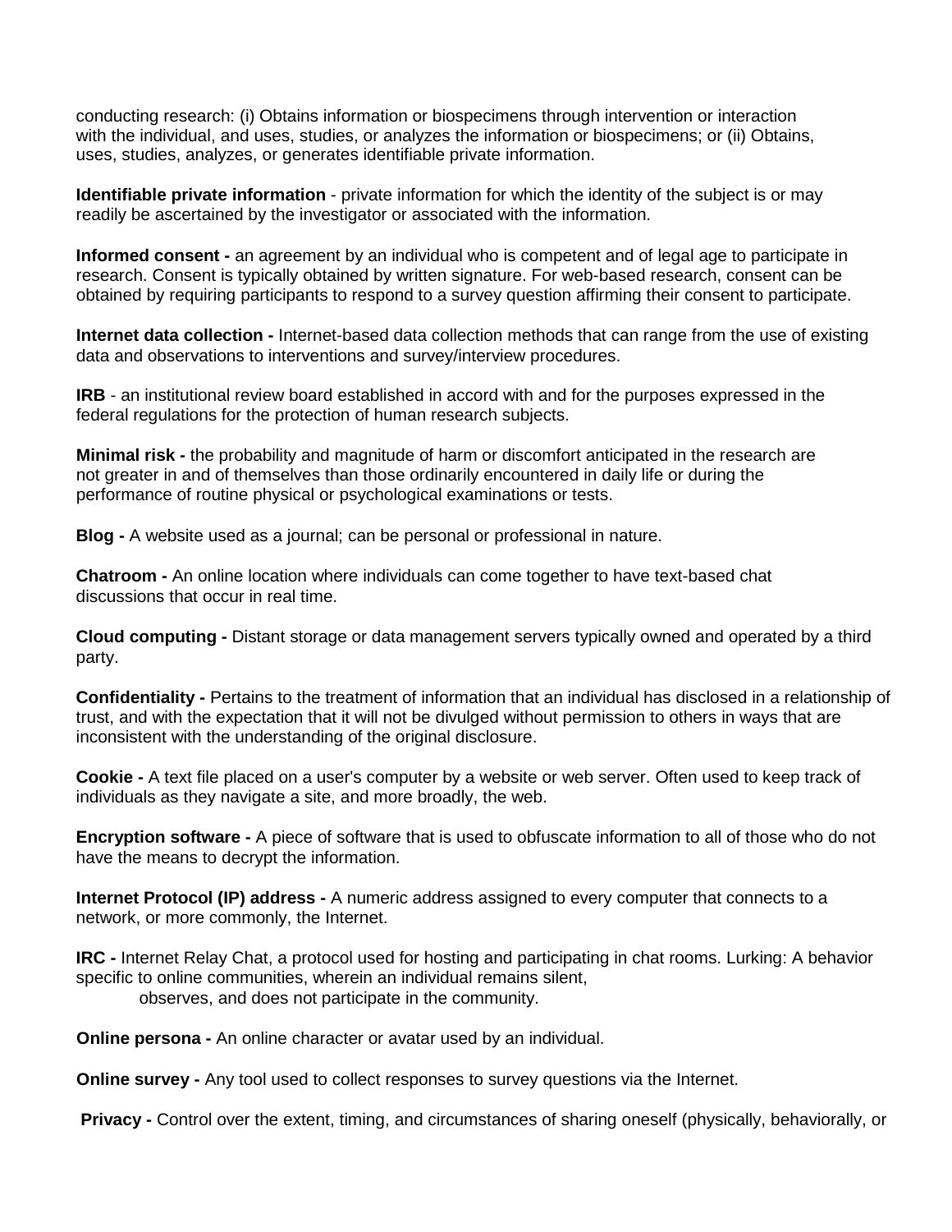conducting research: (i) Obtains information or biospecimens through intervention or interaction with the individual, and uses, studies, or analyzes the information or biospecimens; or (ii) Obtains, uses, studies, analyzes, or generates identifiable private information.

**Identifiable private information** - private information for which the identity of the subject is or may readily be ascertained by the investigator or associated with the information.

**Informed consent -** an agreement by an individual who is competent and of legal age to participate in research. Consent is typically obtained by written signature. For web-based research, consent can be obtained by requiring participants to respond to a survey question affirming their consent to participate.

**Internet data collection -** Internet-based data collection methods that can range from the use of existing data and observations to interventions and survey/interview procedures.

**IRB** - an institutional review board established in accord with and for the purposes expressed in the federal regulations for the protection of human research subjects.

**Minimal risk -** the probability and magnitude of harm or discomfort anticipated in the research are not greater in and of themselves than those ordinarily encountered in daily life or during the performance of routine physical or psychological examinations or tests.

**Blog -** A website used as a journal; can be personal or professional in nature.

**Chatroom -** An online location where individuals can come together to have text-based chat discussions that occur in real time.

**Cloud computing -** Distant storage or data management servers typically owned and operated by a third party.

**Confidentiality -** Pertains to the treatment of information that an individual has disclosed in a relationship of trust, and with the expectation that it will not be divulged without permission to others in ways that are inconsistent with the understanding of the original disclosure.

**Cookie -** A text file placed on a user's computer by a website or web server. Often used to keep track of individuals as they navigate a site, and more broadly, the web.

**Encryption software -** A piece of software that is used to obfuscate information to all of those who do not have the means to decrypt the information.

**Internet Protocol (IP) address -** A numeric address assigned to every computer that connects to a network, or more commonly, the Internet.

**IRC -** Internet Relay Chat, a protocol used for hosting and participating in chat rooms. Lurking: A behavior specific to online communities, wherein an individual remains silent, observes, and does not participate in the community.

**Online persona -** An online character or avatar used by an individual.

**Online survey -** Any tool used to collect responses to survey questions via the Internet.

**Privacy -** Control over the extent, timing, and circumstances of sharing oneself (physically, behaviorally, or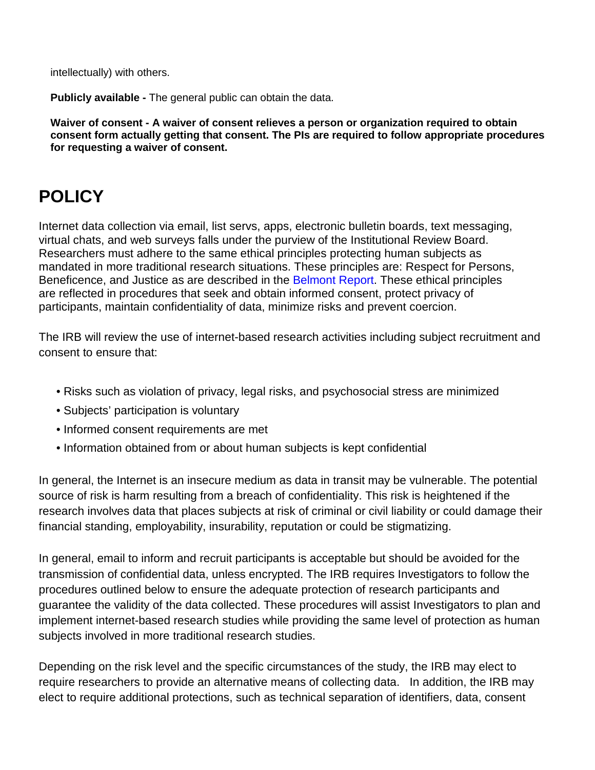intellectually) with others.

**Publicly available -** The general public can obtain the data.

**Waiver of consent - A waiver of consent relieves a person or organization required to obtain consent form actually getting that consent. The PIs are required to follow appropriate procedures for requesting a waiver of consent.**

# POLICY

Internet data collection via email, list servs, apps, electronic bulletin boards, text messaging, virtual chats, and web surveys falls under the purview of the Institutional Review Board. Researchers must adhere to the same ethical principles protecting human subjects as mandated in more traditional research situations. These principles are: Respect for Persons, Beneficence, and Justice as are described in the Belmont Report. These ethical principles are reflected in procedures that seek and obtain informed consent, protect privacy of participants, maintain confidentiality of data, minimize risks and prevent coercion.

The IRB will review the use of internet-based research activities including subject recruitment and consent to ensure that:

- Risks such as violation of privacy, legal risks, and psychosocial stress are minimized
- Subjects' participation is voluntary
- Informed consent requirements are met
- Information obtained from or about human subjects is kept confidential

In general, the Internet is an insecure medium as data in transit may be vulnerable. The potential source of risk is harm resulting from a breach of confidentiality. This risk is heightened if the research involves data that places subjects at risk of criminal or civil liability or could damage their financial standing, employability, insurability, reputation or could be stigmatizing.

In general, email to inform and recruit participants is acceptable but should be avoided for the transmission of confidential data, unless encrypted. The IRB requires Investigators to follow the procedures outlined below to ensure the adequate protection of research participants and guarantee the validity of the data collected. These procedures will assist Investigators to plan and implement internet-based research studies while providing the same level of protection as human subjects involved in more traditional research studies.

Depending on the risk level and the specific circumstances of the study, the IRB may elect to require researchers to provide an alternative means of collecting data. In addition, the IRB may elect to require additional protections, such as technical separation of identifiers, data, consent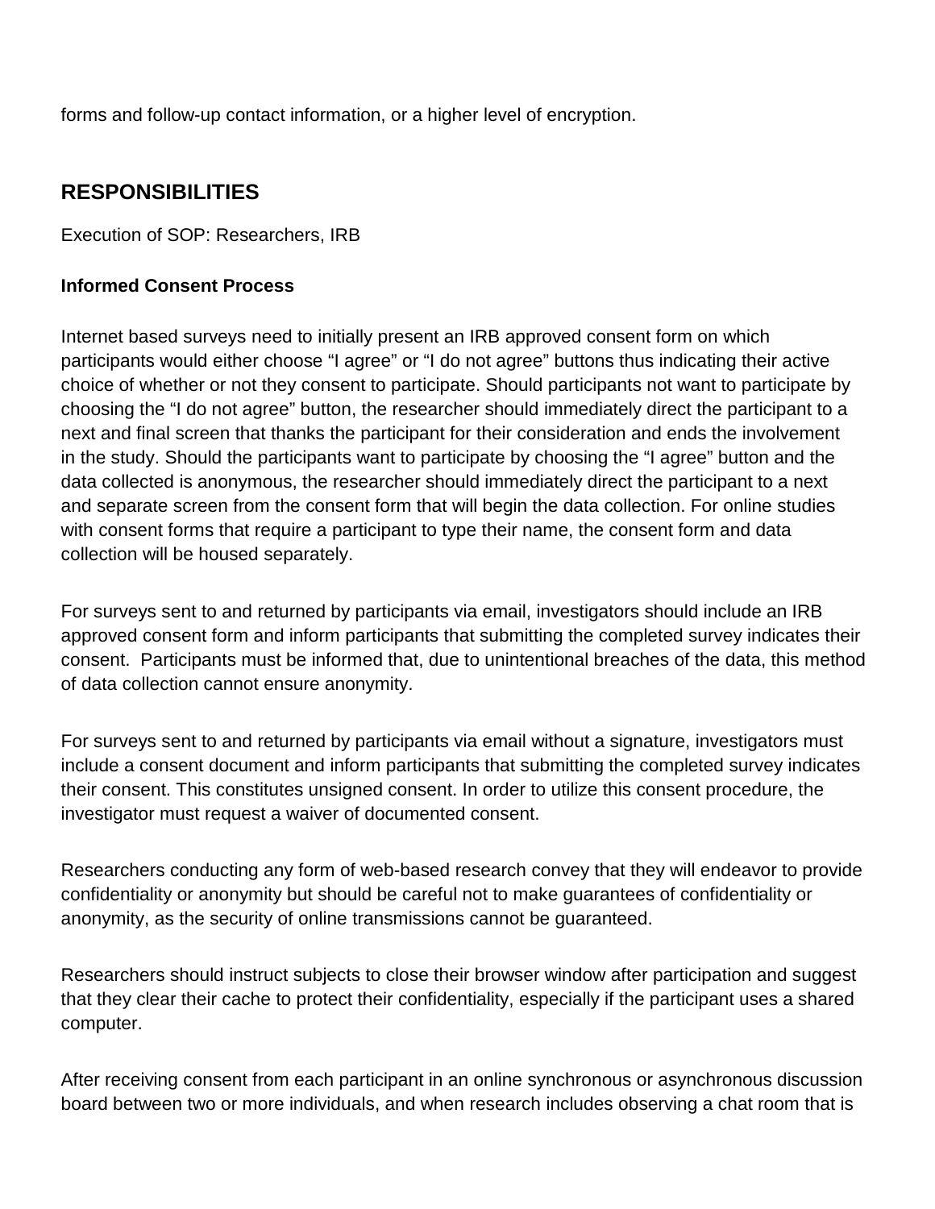forms and follow-up contact information, or a higher level of encryption.

## RESPONSIBILITIES

Execution of SOP: Researchers, IRB

**Informed Consent Process**

Internet based surveys need to initially present an IRB approved consent form on which participants would either choose "I agree" or "I do not agree" buttons thus indicating their active choice of whether or not they consent to participate. Should participants not want to participate by choosing the "I do not agree" button, the researcher should immediately direct the participant to a next and final screen that thanks the participant for their consideration and ends the involvement in the study. Should the participants want to participate by choosing the "I agree" button and the data collected is anonymous, the researcher should immediately direct the participant to a next and separate screen from the consent form that will begin the data collection. For online studies with consent forms that require a participant to type their name, the consent form and data collection will be housed separately.

For surveys sent to and returned by participants via email, investigators should include an IRB approved consent form and inform participants that submitting the completed survey indicates their consent. Participants must be informed that, due to unintentional breaches of the data, this method of data collection cannot ensure anonymity.

For surveys sent to and returned by participants via email without a signature, investigators must include a consent document and inform participants that submitting the completed survey indicates their consent. This constitutes unsigned consent. In order to utilize this consent procedure, the investigator must request a waiver of documented consent.

Researchers conducting any form of web-based research convey that they will endeavor to provide confidentiality or anonymity but should be careful not to make guarantees of confidentiality or anonymity, as the security of online transmissions cannot be guaranteed.

Researchers should instruct subjects to close their browser window after participation and suggest that they clear their cache to protect their confidentiality, especially if the participant uses a shared computer.

After receiving consent from each participant in an online synchronous or asynchronous discussion board between two or more individuals, and when research includes observing a chat room that is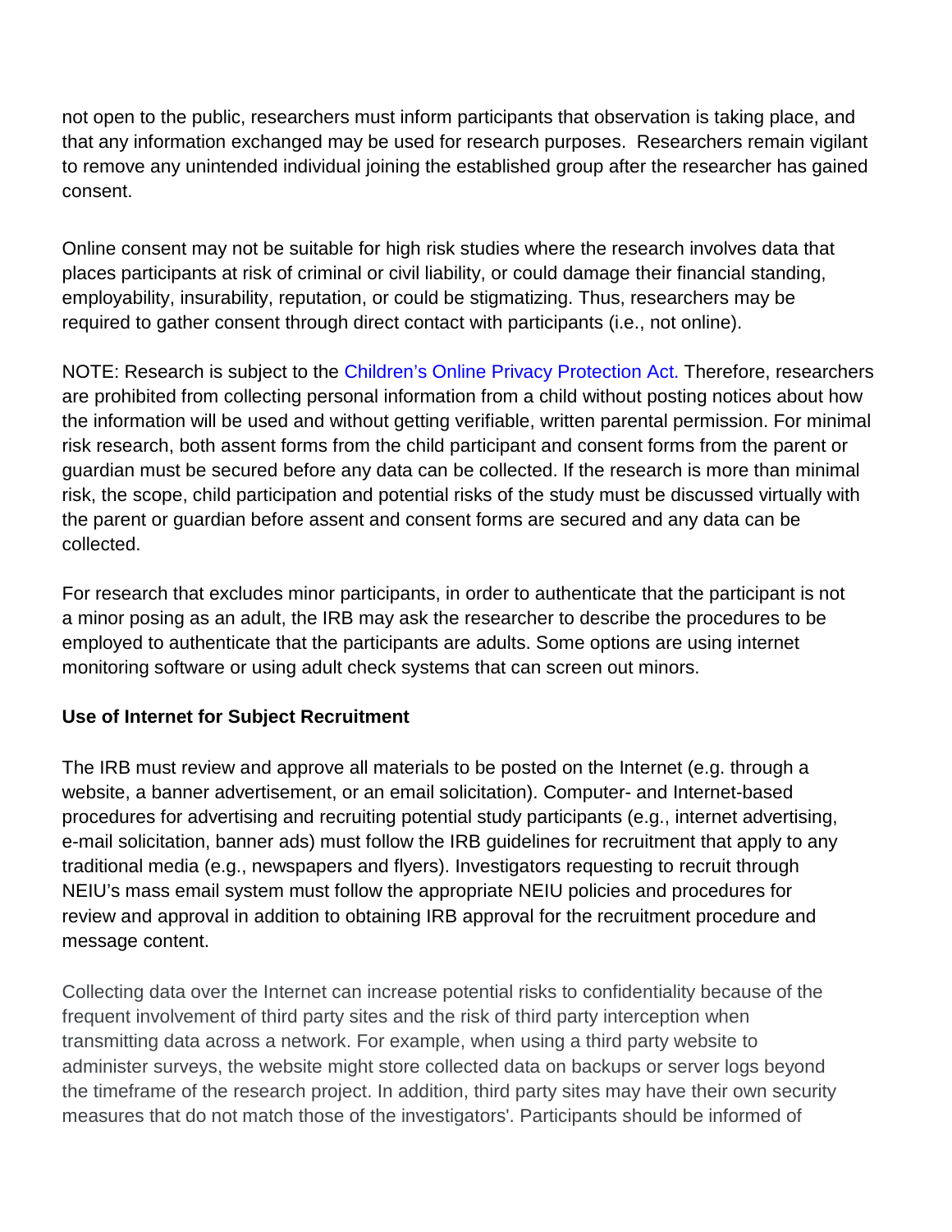not open to the public, researchers must inform participants that observation is taking place, and that any information exchanged may be used for research purposes. Researchers remain vigilant to remove any unintended individual joining the established group after the researcher has gained consent.

Online consent may not be suitable for high risk studies where the research involves data that places participants at risk of criminal or civil liability, or could damage their financial standing, employability, insurability, reputation, or could be stigmatizing. Thus, researchers may be required to gather consent through direct contact with participants (i.e., not online).

NOTE: Research is subject to the Children's Online Privacy Protection Act. Therefore, researchers are prohibited from collecting personal information from a child without posting notices about how the information will be used and without getting verifiable, written parental permission. For minimal risk research, both assent forms from the child participant and consent forms from the parent or guardian must be secured before any data can be collected. If the research is more than minimal risk, the scope, child participation and potential risks of the study must be discussed virtually with the parent or guardian before assent and consent forms are secured and any data can be collected.

For research that excludes minor participants, in order to authenticate that the participant is not a minor posing as an adult, the IRB may ask the researcher to describe the procedures to be employed to authenticate that the participants are adults. Some options are using internet monitoring software or using adult check systems that can screen out minors.

**Use of Internet for Subject Recruitment**

The IRB must review and approve all materials to be posted on the Internet (e.g. through a website, a banner advertisement, or an email solicitation). Computer- and Internet-based procedures for advertising and recruiting potential study participants (e.g., internet advertising, e-mail solicitation, banner ads) must follow the IRB guidelines for recruitment that apply to any traditional media (e.g., newspapers and flyers). Investigators requesting to recruit through NEIU's mass email system must follow the appropriate NEIU policies and procedures for review and approval in addition to obtaining IRB approval for the recruitment procedure and message content.

Collecting data over the Internet can increase potential risks to confidentiality because of the frequent involvement of third party sites and the risk of third party interception when transmitting data across a network. For example, when using a third party website to administer surveys, the website might store collected data on backups or server logs beyond the timeframe of the research project. In addition, third party sites may have their own security measures that do not match those of the investigators'. Participants should be informed of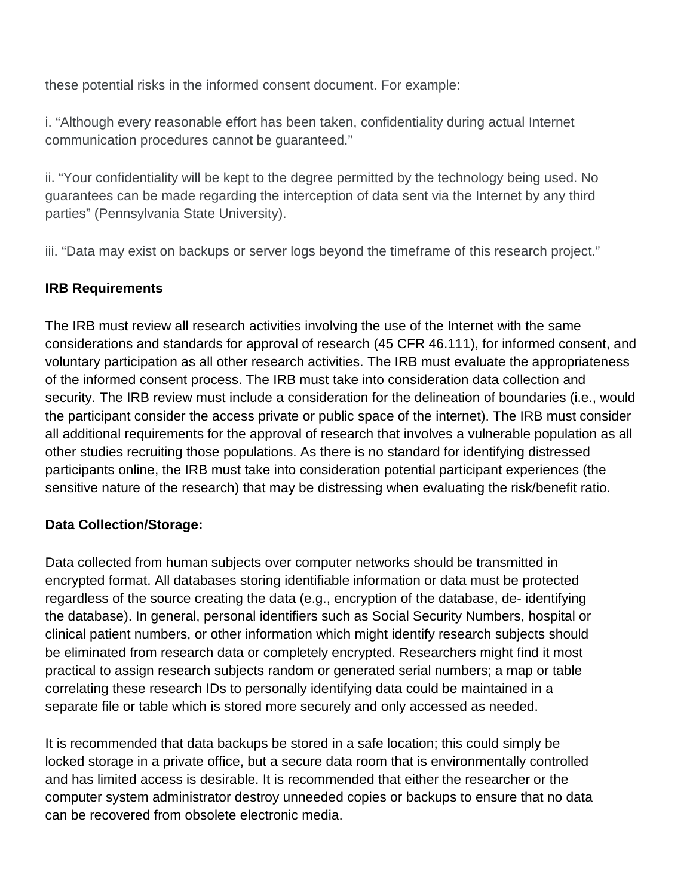these potential risks in the informed consent document. For example:

i. “Although every reasonable effort has been taken, confidentiality during actual Internet communication procedures cannot be guaranteed.”

ii. “Your confidentiality will be kept to the degree permitted by the technology being used. No guarantees can be made regarding the interception of data sent via the Internet by any third parties” (Pennsylvania State University).

iii. “Data may exist on backups or server logs beyond the timeframe of this research project.”

**IRB Requirements**

The IRB must review all research activities involving the use of the Internet with the same considerations and standards for approval of research (45 CFR 46.111), for informed consent, and voluntary participation as all other research activities. The IRB must evaluate the appropriateness of the informed consent process. The IRB must take into consideration data collection and security. The IRB review must include a consideration for the delineation of boundaries (i.e., would the participant consider the access private or public space of the internet). The IRB must consider all additional requirements for the approval of research that involves a vulnerable population as all other studies recruiting those populations. As there is no standard for identifying distressed participants online, the IRB must take into consideration potential participant experiences (the sensitive nature of the research) that may be distressing when evaluating the risk/benefit ratio.

**Data Collection/Storage:**

Data collected from human subjects over computer networks should be transmitted in encrypted format. All databases storing identifiable information or data must be protected regardless of the source creating the data (e.g., encryption of the database, de- identifying the database). In general, personal identifiers such as Social Security Numbers, hospital or clinical patient numbers, or other information which might identify research subjects should be eliminated from research data or completely encrypted. Researchers might find it most practical to assign research subjects random or generated serial numbers; a map or table correlating these research IDs to personally identifying data could be maintained in a separate file or table which is stored more securely and only accessed as needed.

It is recommended that data backups be stored in a safe location; this could simply be locked storage in a private office, but a secure data room that is environmentally controlled and has limited access is desirable. It is recommended that either the researcher or the computer system administrator destroy unneeded copies or backups to ensure that no data can be recovered from obsolete electronic media.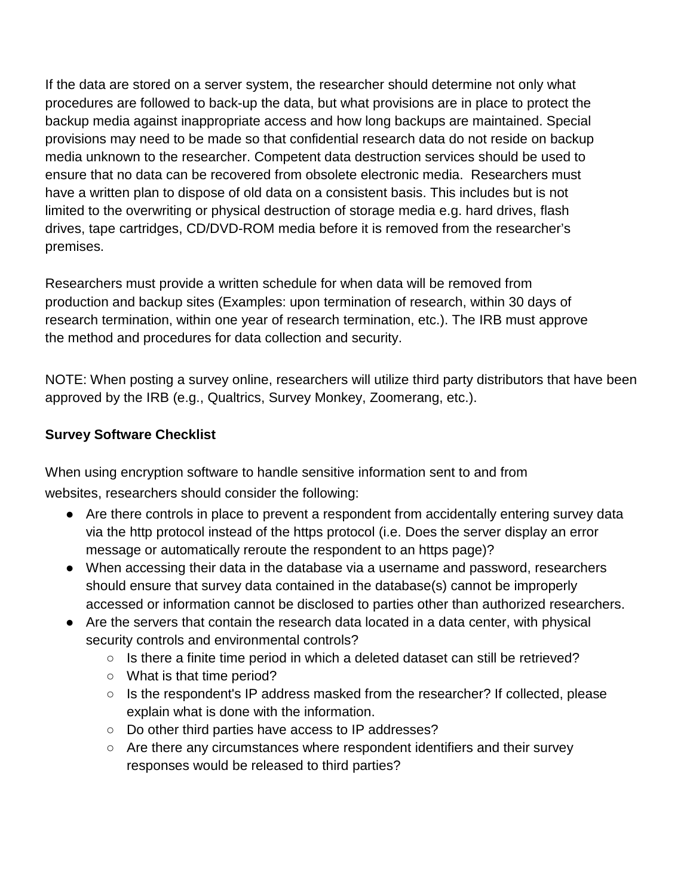If the data are stored on a server system, the researcher should determine not only what procedures are followed to back-up the data, but what provisions are in place to protect the backup media against inappropriate access and how long backups are maintained. Special provisions may need to be made so that confidential research data do not reside on backup media unknown to the researcher. Competent data destruction services should be used to ensure that no data can be recovered from obsolete electronic media. Researchers must have a written plan to dispose of old data on a consistent basis. This includes but is not limited to the overwriting or physical destruction of storage media e.g. hard drives, flash drives, tape cartridges, CD/DVD-ROM media before it is removed from the researcher's premises.

Researchers must provide a written schedule for when data will be removed from production and backup sites (Examples: upon termination of research, within 30 days of research termination, within one year of research termination, etc.). The IRB must approve the method and procedures for data collection and security.

NOTE: When posting a survey online, researchers will utilize third party distributors that have been approved by the IRB (e.g., Qualtrics, Survey Monkey, Zoomerang, etc.).

**Survey Software Checklist**

When using encryption software to handle sensitive information sent to and from websites, researchers should consider the following:

- Are there controls in place to prevent a respondent from accidentally entering survey data via the http protocol instead of the https protocol (i.e. Does the server display an error message or automatically reroute the respondent to an https page)?
- When accessing their data in the database via a username and password, researchers should ensure that survey data contained in the database(s) cannot be improperly accessed or information cannot be disclosed to parties other than authorized researchers.
- Are the servers that contain the research data located in a data center, with physical security controls and environmental controls?
    - Is there a finite time period in which a deleted dataset can still be retrieved?
    - What is that time period?
    - Is the respondent's IP address masked from the researcher? If collected, please explain what is done with the information.
    - Do other third parties have access to IP addresses?
    - Are there any circumstances where respondent identifiers and their survey responses would be released to third parties?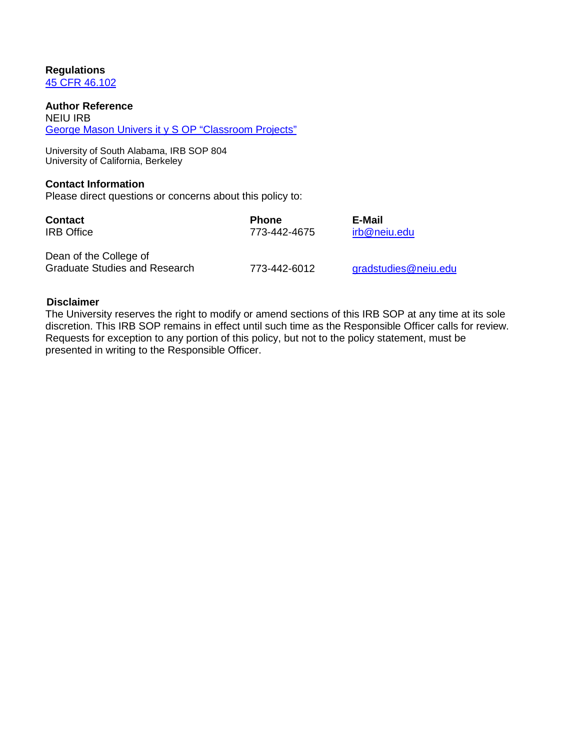**Regulations**
45 CFR 46.102

**Author Reference**
NEIU IRB
George Mason Univers it y S OP "Classroom Projects"

University of South Alabama, IRB SOP 804
University of California, Berkeley

**Contact Information**
Please direct questions or concerns about this policy to:

| Contact | Phone | E-Mail |
| --- | --- | --- |
| IRB Office | 773-442-4675 | irb@neiu.edu |
| Dean of the College of Graduate Studies and Research | 773-442-6012 | gradstudies@neiu.edu |

**Disclaimer**
The University reserves the right to modify or amend sections of this IRB SOP at any time at its sole discretion. This IRB SOP remains in effect until such time as the Responsible Officer calls for review. Requests for exception to any portion of this policy, but not to the policy statement, must be presented in writing to the Responsible Officer.